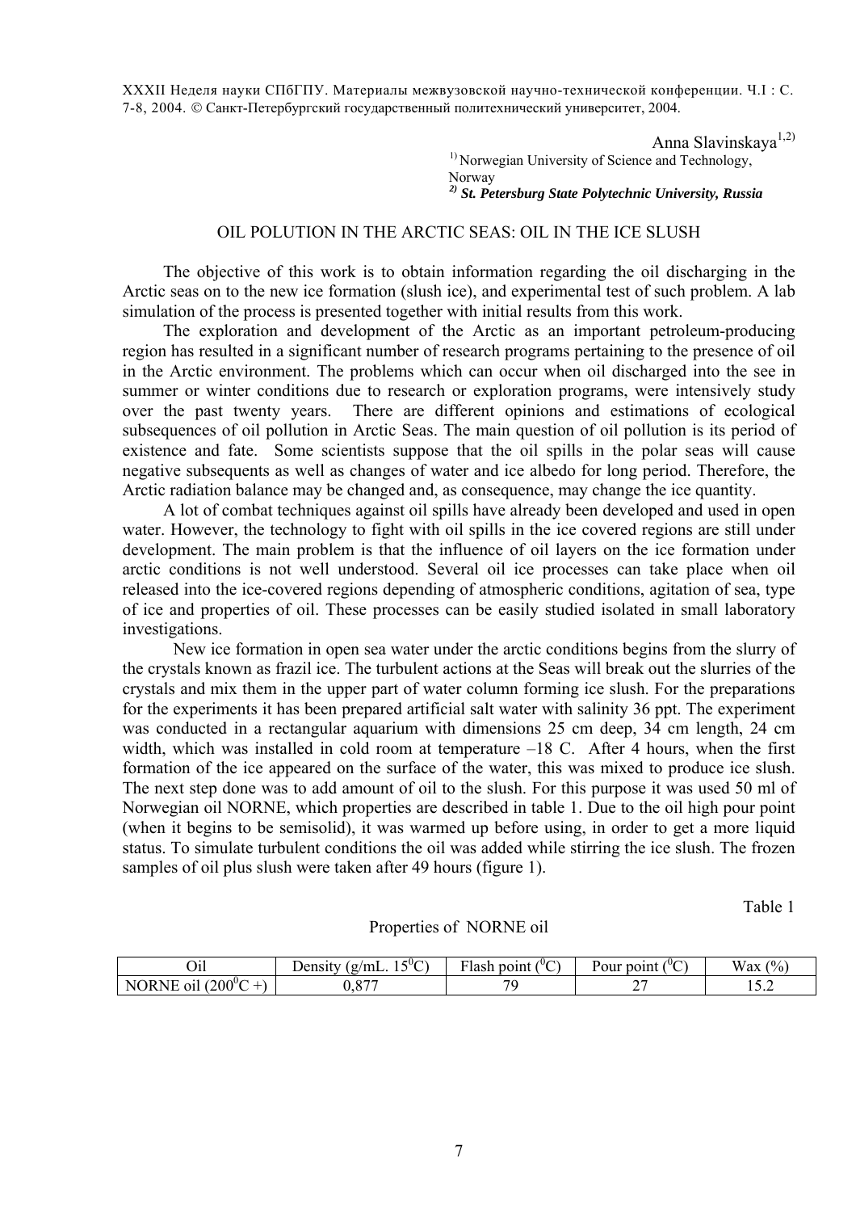XXXII Неделя науки СПбГПУ. Материалы межвузовской научно-технической конференции. Ч.I : С. 7-8, 2004. © Санкт-Петербургский государственный политехнический университет, 2004.

Anna Slavinskaya[1,2]

[1] Norwegian University of Science and Technology, Norway

[2] ***St. Petersburg State Polytechnic University, Russia***

# OIL POLUTION IN THE ARCTIC SEAS: OIL IN THE ICE SLUSH

The objective of this work is to obtain information regarding the oil discharging in the Arctic seas on to the new ice formation (slush ice), and experimental test of such problem. A lab simulation of the process is presented together with initial results from this work.

The exploration and development of the Arctic as an important petroleum-producing region has resulted in a significant number of research programs pertaining to the presence of oil in the Arctic environment. The problems which can occur when oil discharged into the see in summer or winter conditions due to research or exploration programs, were intensively study over the past twenty years. There are different opinions and estimations of ecological subsequences of oil pollution in Arctic Seas. The main question of oil pollution is its period of existence and fate. Some scientists suppose that the oil spills in the polar seas will cause negative subsequents as well as changes of water and ice albedo for long period. Therefore, the Arctic radiation balance may be changed and, as consequence, may change the ice quantity.

A lot of combat techniques against oil spills have already been developed and used in open water. However, the technology to fight with oil spills in the ice covered regions are still under development. The main problem is that the influence of oil layers on the ice formation under arctic conditions is not well understood. Several oil ice processes can take place when oil released into the ice-covered regions depending of atmospheric conditions, agitation of sea, type of ice and properties of oil. These processes can be easily studied isolated in small laboratory investigations.

New ice formation in open sea water under the arctic conditions begins from the slurry of the crystals known as frazil ice. The turbulent actions at the Seas will break out the slurries of the crystals and mix them in the upper part of water column forming ice slush. For the preparations for the experiments it has been prepared artificial salt water with salinity 36 ppt. The experiment was conducted in a rectangular aquarium with dimensions 25 cm deep, 34 cm length, 24 cm width, which was installed in cold room at temperature –18 C. After 4 hours, when the first formation of the ice appeared on the surface of the water, this was mixed to produce ice slush. The next step done was to add amount of oil to the slush. For this purpose it was used 50 ml of Norwegian oil NORNE, which properties are described in table 1. Due to the oil high pour point (when it begins to be semisolid), it was warmed up before using, in order to get a more liquid status. To simulate turbulent conditions the oil was added while stirring the ice slush. The frozen samples of oil plus slush were taken after 49 hours (figure 1).

Table 1

Properties of NORNE oil

| Oil | Density (g/mL. $15^0$C) | Flash point ($^0$C) | Pour point ($^0$C) | Wax (%) |
|---|---|---|---|---|
| NORNE oil ($200^0$C +) | 0,877 | 79 | 27 | 15.2 |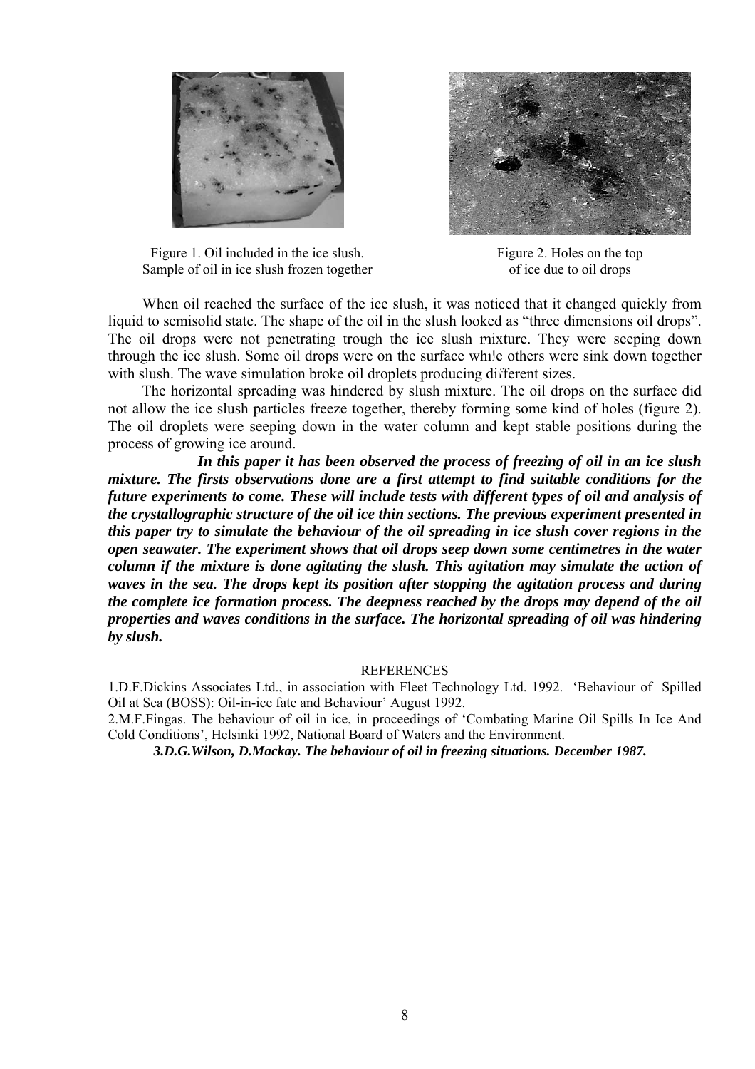Figure 1. Oil included in the ice slush. Sample of oil in ice slush frozen together

Figure 2. Holes on the top of ice due to oil drops

When oil reached the surface of the ice slush, it was noticed that it changed quickly from liquid to semisolid state. The shape of the oil in the slush looked as "three dimensions oil drops". The oil drops were not penetrating trough the ice slush mixture. They were seeping down through the ice slush. Some oil drops were on the surface while others were sink down together with slush. The wave simulation broke oil droplets producing different sizes.

The horizontal spreading was hindered by slush mixture. The oil drops on the surface did not allow the ice slush particles freeze together, thereby forming some kind of holes (figure 2). The oil droplets were seeping down in the water column and kept stable positions during the process of growing ice around.

***In this paper it has been observed the process of freezing of oil in an ice slush mixture. The firsts observations done are a first attempt to find suitable conditions for the future experiments to come. These will include tests with different types of oil and analysis of the crystallographic structure of the oil ice thin sections. The previous experiment presented in this paper try to simulate the behaviour of the oil spreading in ice slush cover regions in the open seawater. The experiment shows that oil drops seep down some centimetres in the water column if the mixture is done agitating the slush. This agitation may simulate the action of waves in the sea. The drops kept its position after stopping the agitation process and during the complete ice formation process. The deepness reached by the drops may depend of the oil properties and waves conditions in the surface. The horizontal spreading of oil was hindering by slush.***

REFERENCES

1.D.F.Dickins Associates Ltd., in association with Fleet Technology Ltd. 1992. 'Behaviour of Spilled Oil at Sea (BOSS): Oil-in-ice fate and Behaviour' August 1992.

2.M.F.Fingas. The behaviour of oil in ice, in proceedings of 'Combating Marine Oil Spills In Ice And Cold Conditions', Helsinki 1992, National Board of Waters and the Environment.

***3.D.G.Wilson, D.Mackay. The behaviour of oil in freezing situations. December 1987.***